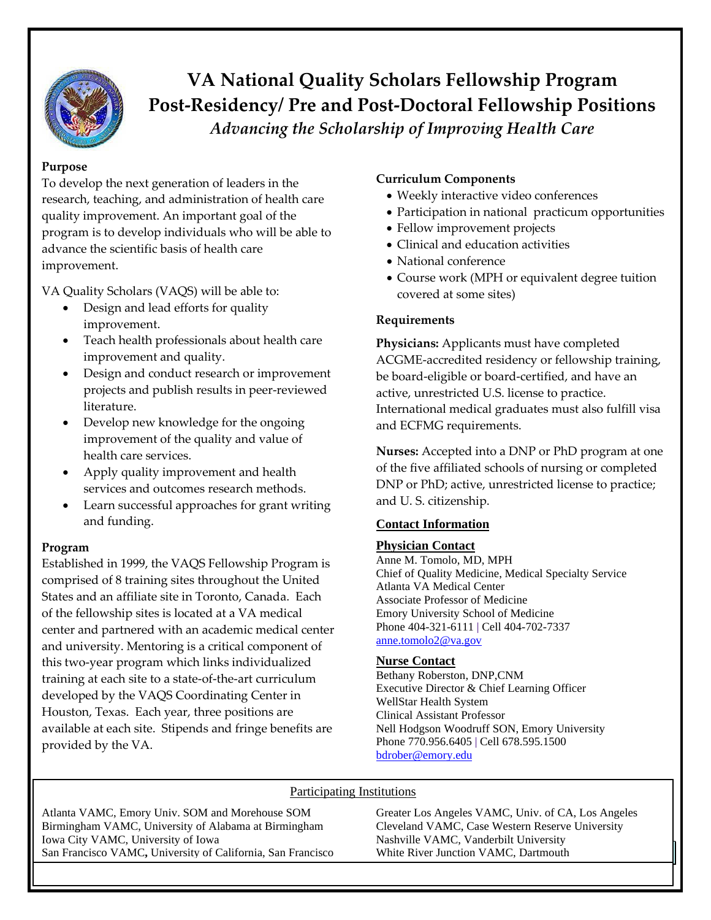# VA National Quality Scholars Fellowship Program

## Post-Residency/ Pre and Post-Doctoral Fellowship Positions

*Advancing the Scholarship of Improving Health Care*

### Purpose

To develop the next generation of leaders in the research, teaching, and administration of health care quality improvement. An important goal of the program is to develop individuals who will be able to advance the scientific basis of health care improvement.

VA Quality Scholars (VAQS) will be able to:

- Design and lead efforts for quality improvement.
- Teach health professionals about health care improvement and quality.
- Design and conduct research or improvement projects and publish results in peer-reviewed literature.
- Develop new knowledge for the ongoing improvement of the quality and value of health care services.
- Apply quality improvement and health services and outcomes research methods.
- Learn successful approaches for grant writing and funding.

### Program

Established in 1999, the VAQS Fellowship Program is comprised of 8 training sites throughout the United States and an affiliate site in Toronto, Canada. Each of the fellowship sites is located at a VA medical center and partnered with an academic medical center and university. Mentoring is a critical component of this two-year program which links individualized training at each site to a state-of-the-art curriculum developed by the VAQS Coordinating Center in Houston, Texas. Each year, three positions are available at each site. Stipends and fringe benefits are provided by the VA.

### Curriculum Components

- Weekly interactive video conferences
- Participation in national practicum opportunities
- Fellow improvement projects
- Clinical and education activities
- National conference
- Course work (MPH or equivalent degree tuition covered at some sites)

### Requirements

**Physicians:** Applicants must have completed ACGME-accredited residency or fellowship training, be board-eligible or board-certified, and have an active, unrestricted U.S. license to practice. International medical graduates must also fulfill visa and ECFMG requirements.

**Nurses:** Accepted into a DNP or PhD program at one of the five affiliated schools of nursing or completed DNP or PhD; active, unrestricted license to practice; and U. S. citizenship.

### Contact Information

**Physician Contact**

Anne M. Tomolo, MD, MPH
Chief of Quality Medicine, Medical Specialty Service
Atlanta VA Medical Center
Associate Professor of Medicine
Emory University School of Medicine
Phone 404-321-6111 | Cell 404-702-7337
anne.tomolo2@va.gov

**Nurse Contact**

Bethany Roberston, DNP,CNM
Executive Director & Chief Learning Officer
WellStar Health System
Clinical Assistant Professor
Nell Hodgson Woodruff SON, Emory University
Phone 770.956.6405 | Cell 678.595.1500
bdrober@emory.edu

### Participating Institutions

Atlanta VAMC, Emory Univ. SOM and Morehouse SOM
Birmingham VAMC, University of Alabama at Birmingham
Iowa City VAMC, University of Iowa
San Francisco VAMC**,** University of California, San Francisco
Greater Los Angeles VAMC, Univ. of CA, Los Angeles
Cleveland VAMC, Case Western Reserve University
Nashville VAMC, Vanderbilt University
White River Junction VAMC, Dartmouth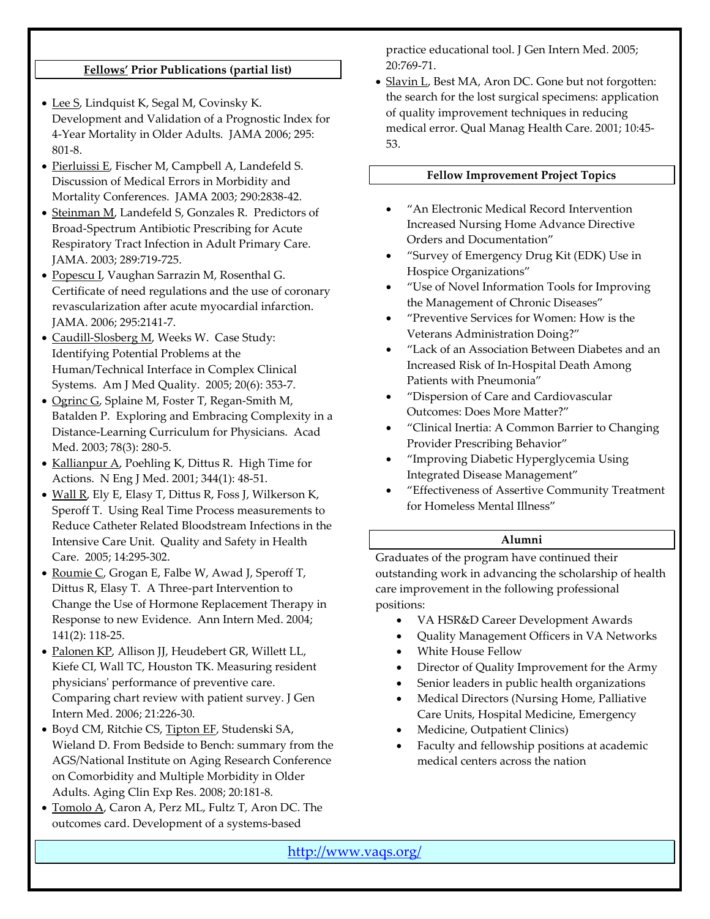## Fellows' Prior Publications (partial list)

- Lee S, Lindquist K, Segal M, Covinsky K. Development and Validation of a Prognostic Index for 4-Year Mortality in Older Adults. JAMA 2006; 295: 801-8.
- Pierluissi E, Fischer M, Campbell A, Landefeld S. Discussion of Medical Errors in Morbidity and Mortality Conferences. JAMA 2003; 290:2838-42.
- Steinman M, Landefeld S, Gonzales R. Predictors of Broad-Spectrum Antibiotic Prescribing for Acute Respiratory Tract Infection in Adult Primary Care. JAMA. 2003; 289:719-725.
- Popescu I, Vaughan Sarrazin M, Rosenthal G. Certificate of need regulations and the use of coronary revascularization after acute myocardial infarction. JAMA. 2006; 295:2141-7.
- Caudill-Slosberg M, Weeks W. Case Study: Identifying Potential Problems at the Human/Technical Interface in Complex Clinical Systems. Am J Med Quality. 2005; 20(6): 353-7.
- Ogrinc G, Splaine M, Foster T, Regan-Smith M, Batalden P. Exploring and Embracing Complexity in a Distance-Learning Curriculum for Physicians. Acad Med. 2003; 78(3): 280-5.
- Kallianpur A, Poehling K, Dittus R. High Time for Actions. N Eng J Med. 2001; 344(1): 48-51.
- Wall R, Ely E, Elasy T, Dittus R, Foss J, Wilkerson K, Speroff T. Using Real Time Process measurements to Reduce Catheter Related Bloodstream Infections in the Intensive Care Unit. Quality and Safety in Health Care. 2005; 14:295-302.
- Roumie C, Grogan E, Falbe W, Awad J, Speroff T, Dittus R, Elasy T. A Three-part Intervention to Change the Use of Hormone Replacement Therapy in Response to new Evidence. Ann Intern Med. 2004; 141(2): 118-25.
- Palonen KP, Allison JJ, Heudebert GR, Willett LL, Kiefe CI, Wall TC, Houston TK. Measuring resident physicians' performance of preventive care. Comparing chart review with patient survey. J Gen Intern Med. 2006; 21:226-30.
- Boyd CM, Ritchie CS, Tipton EF, Studenski SA, Wieland D. From Bedside to Bench: summary from the AGS/National Institute on Aging Research Conference on Comorbidity and Multiple Morbidity in Older Adults. Aging Clin Exp Res. 2008; 20:181-8.
- Tomolo A, Caron A, Perz ML, Fultz T, Aron DC. The outcomes card. Development of a systems-based practice educational tool. J Gen Intern Med. 2005; 20:769-71.
- Slavin L, Best MA, Aron DC. Gone but not forgotten: the search for the lost surgical specimens: application of quality improvement techniques in reducing medical error. Qual Manag Health Care. 2001; 10:45-53.

## Fellow Improvement Project Topics

- "An Electronic Medical Record Intervention Increased Nursing Home Advance Directive Orders and Documentation"
- "Survey of Emergency Drug Kit (EDK) Use in Hospice Organizations"
- "Use of Novel Information Tools for Improving the Management of Chronic Diseases"
- "Preventive Services for Women: How is the Veterans Administration Doing?"
- "Lack of an Association Between Diabetes and an Increased Risk of In-Hospital Death Among Patients with Pneumonia"
- "Dispersion of Care and Cardiovascular Outcomes: Does More Matter?"
- "Clinical Inertia: A Common Barrier to Changing Provider Prescribing Behavior"
- "Improving Diabetic Hyperglycemia Using Integrated Disease Management"
- "Effectiveness of Assertive Community Treatment for Homeless Mental Illness"

## Alumni

Graduates of the program have continued their outstanding work in advancing the scholarship of health care improvement in the following professional positions:

- VA HSR&D Career Development Awards
- Quality Management Officers in VA Networks
- White House Fellow
- Director of Quality Improvement for the Army
- Senior leaders in public health organizations
- Medical Directors (Nursing Home, Palliative Care Units, Hospital Medicine, Emergency
- Medicine, Outpatient Clinics)
- Faculty and fellowship positions at academic medical centers across the nation

http://www.vaqs.org/